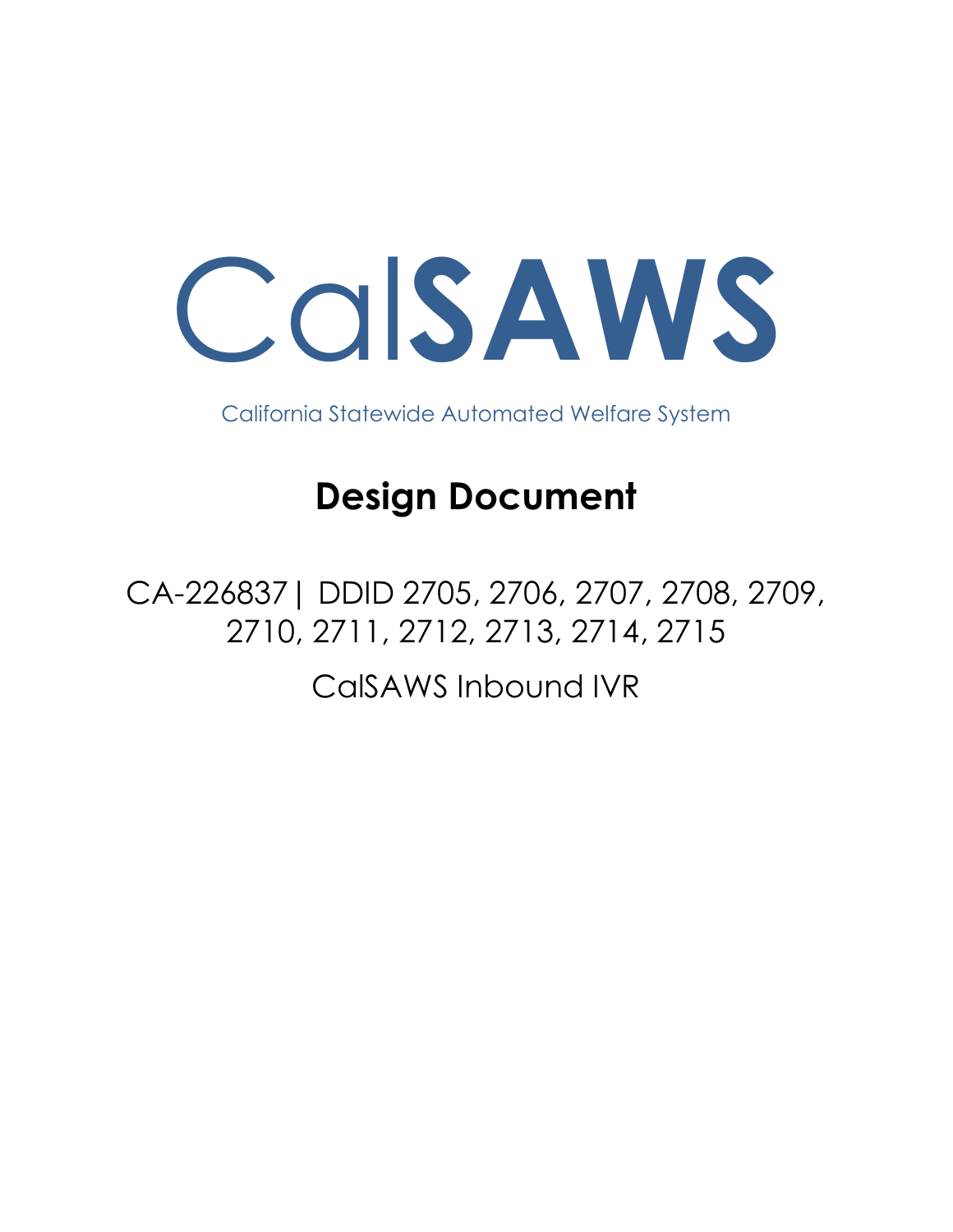# CalSAWS

California Statewide Automated Welfare System

# Design Document

CA-226837| DDID 2705, 2706, 2707, 2708, 2709, 2710, 2711, 2712, 2713, 2714, 2715

CalSAWS Inbound IVR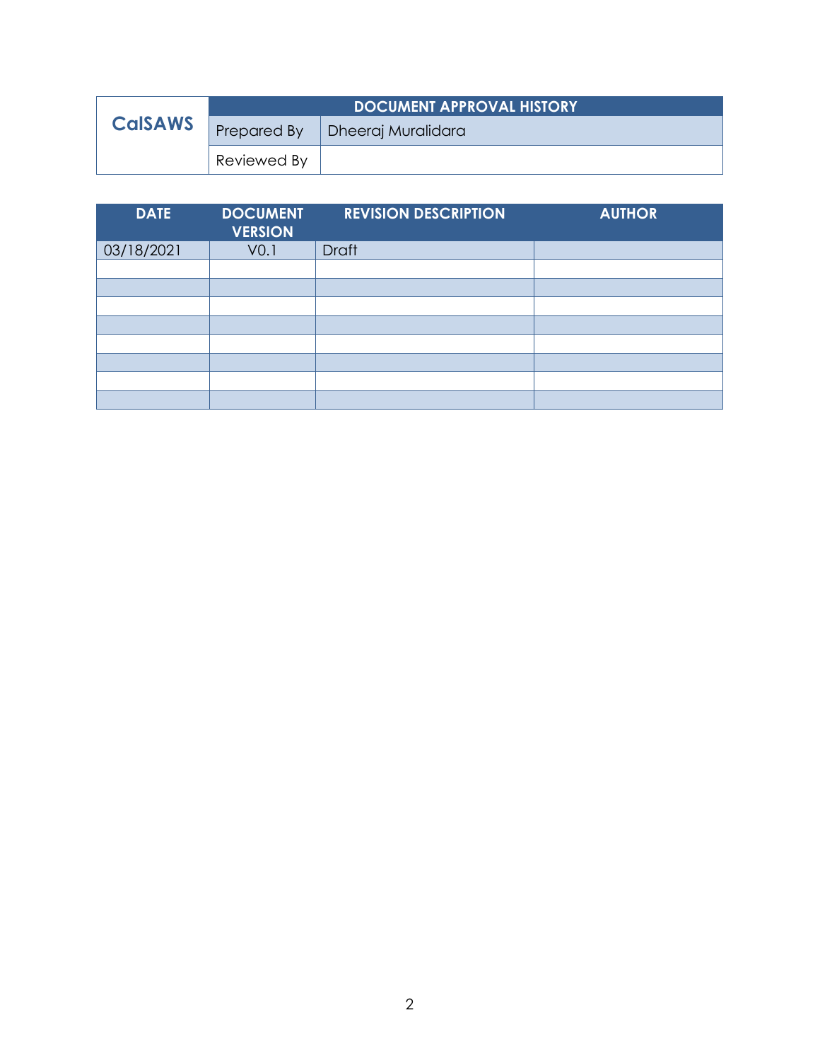| CalSAWS | DOCUMENT APPROVAL HISTORY | |
|---|---|---|
| | Prepared By | Dheeraj Muralidara |
| | Reviewed By | |

| DATE | DOCUMENT VERSION | REVISION DESCRIPTION | AUTHOR |
|---|---|---|---|
| 03/18/2021 | V0.1 | Draft | |
| | | | |
| | | | |
| | | | |
| | | | |
| | | | |
| | | | |
| | | | |
| | | | |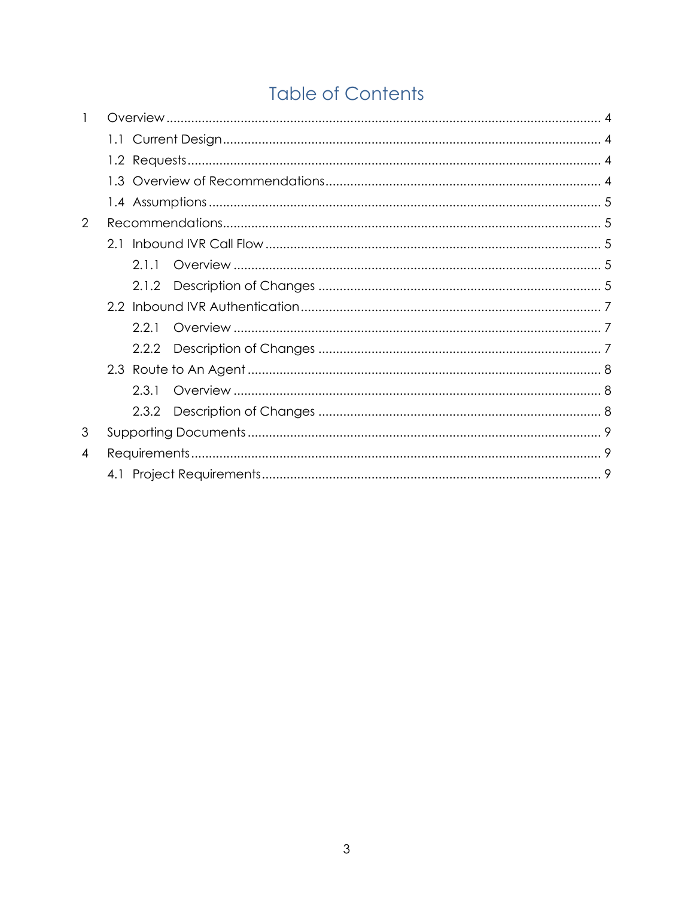# Table of Contents

1 Overview ........ 4
  1.1 Current Design ........ 4
  1.2 Requests ........ 4
  1.3 Overview of Recommendations ........ 4
  1.4 Assumptions ........ 5
2 Recommendations ........ 5
  2.1 Inbound IVR Call Flow ........ 5
    2.1.1 Overview ........ 5
    2.1.2 Description of Changes ........ 5
  2.2 Inbound IVR Authentication ........ 7
    2.2.1 Overview ........ 7
    2.2.2 Description of Changes ........ 7
  2.3 Route to An Agent ........ 8
    2.3.1 Overview ........ 8
    2.3.2 Description of Changes ........ 8
3 Supporting Documents ........ 9
4 Requirements ........ 9
  4.1 Project Requirements ........ 9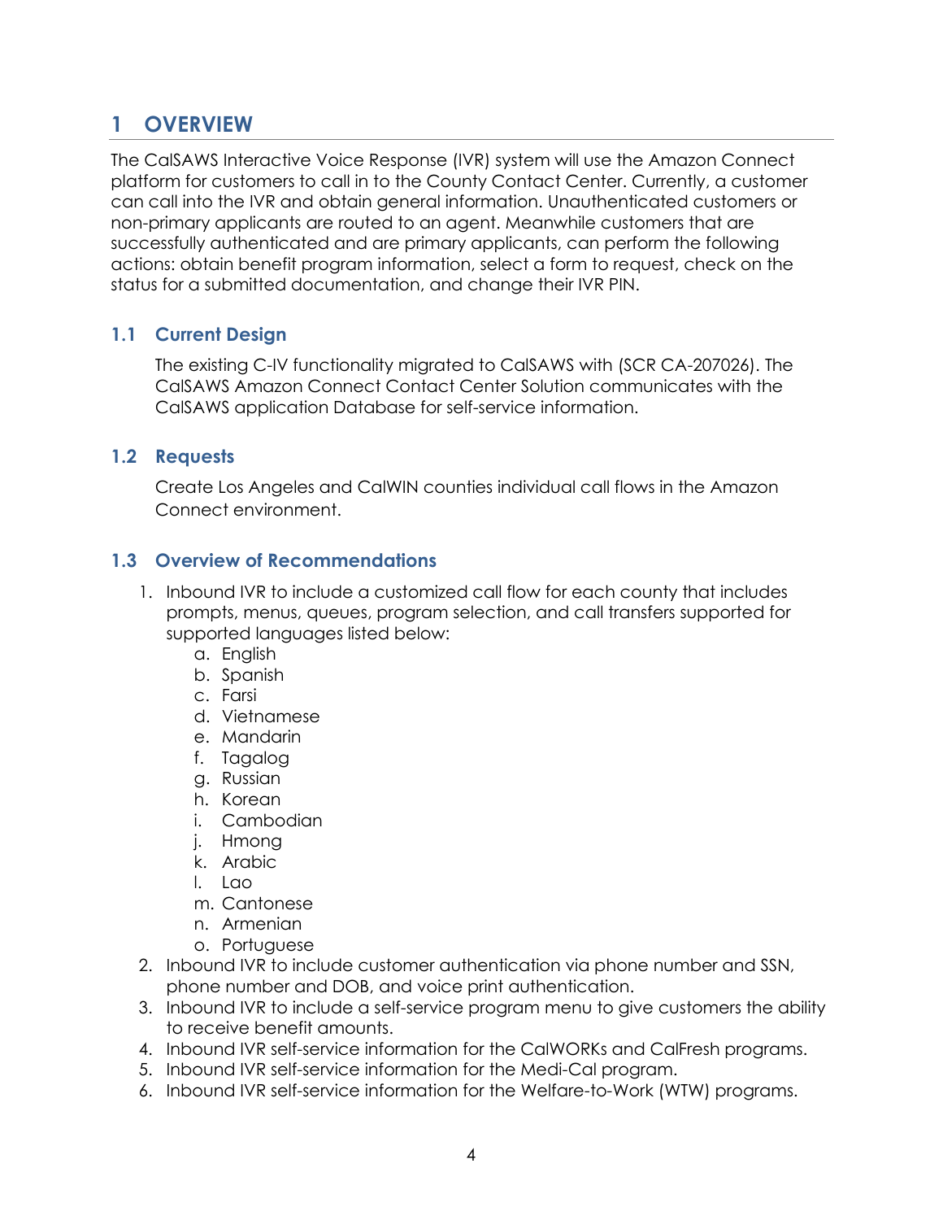# 1 OVERVIEW

The CalSAWS Interactive Voice Response (IVR) system will use the Amazon Connect platform for customers to call in to the County Contact Center. Currently, a customer can call into the IVR and obtain general information. Unauthenticated customers or non-primary applicants are routed to an agent. Meanwhile customers that are successfully authenticated and are primary applicants, can perform the following actions: obtain benefit program information, select a form to request, check on the status for a submitted documentation, and change their IVR PIN.

## 1.1 Current Design

The existing C-IV functionality migrated to CalSAWS with (SCR CA-207026). The CalSAWS Amazon Connect Contact Center Solution communicates with the CalSAWS application Database for self-service information.

## 1.2 Requests

Create Los Angeles and CalWIN counties individual call flows in the Amazon Connect environment.

## 1.3 Overview of Recommendations

1. Inbound IVR to include a customized call flow for each county that includes prompts, menus, queues, program selection, and call transfers supported for supported languages listed below:
    a. English
    b. Spanish
    c. Farsi
    d. Vietnamese
    e. Mandarin
    f. Tagalog
    g. Russian
    h. Korean
    i. Cambodian
    j. Hmong
    k. Arabic
    l. Lao
    m. Cantonese
    n. Armenian
    o. Portuguese
2. Inbound IVR to include customer authentication via phone number and SSN, phone number and DOB, and voice print authentication.
3. Inbound IVR to include a self-service program menu to give customers the ability to receive benefit amounts.
4. Inbound IVR self-service information for the CalWORKs and CalFresh programs.
5. Inbound IVR self-service information for the Medi-Cal program.
6. Inbound IVR self-service information for the Welfare-to-Work (WTW) programs.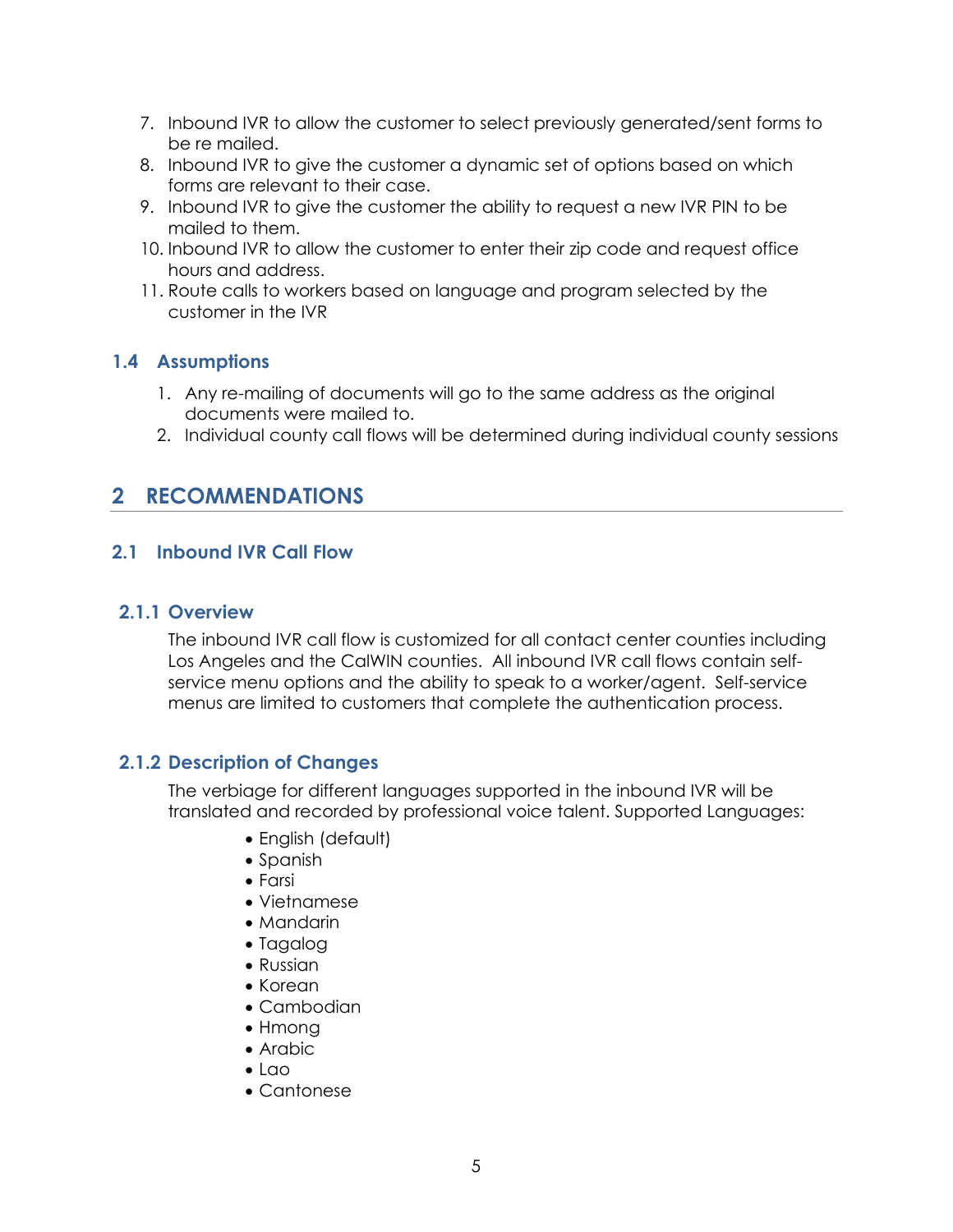7. Inbound IVR to allow the customer to select previously generated/sent forms to be re mailed.
8. Inbound IVR to give the customer a dynamic set of options based on which forms are relevant to their case.
9. Inbound IVR to give the customer the ability to request a new IVR PIN to be mailed to them.
10. Inbound IVR to allow the customer to enter their zip code and request office hours and address.
11. Route calls to workers based on language and program selected by the customer in the IVR

### 1.4 Assumptions

1. Any re-mailing of documents will go to the same address as the original documents were mailed to.
2. Individual county call flows will be determined during individual county sessions

# 2 RECOMMENDATIONS

## 2.1 Inbound IVR Call Flow

### 2.1.1 Overview

The inbound IVR call flow is customized for all contact center counties including Los Angeles and the CalWIN counties. All inbound IVR call flows contain self-service menu options and the ability to speak to a worker/agent. Self-service menus are limited to customers that complete the authentication process.

### 2.1.2 Description of Changes

The verbiage for different languages supported in the inbound IVR will be translated and recorded by professional voice talent. Supported Languages:

- English (default)
- Spanish
- Farsi
- Vietnamese
- Mandarin
- Tagalog
- Russian
- Korean
- Cambodian
- Hmong
- Arabic
- Lao
- Cantonese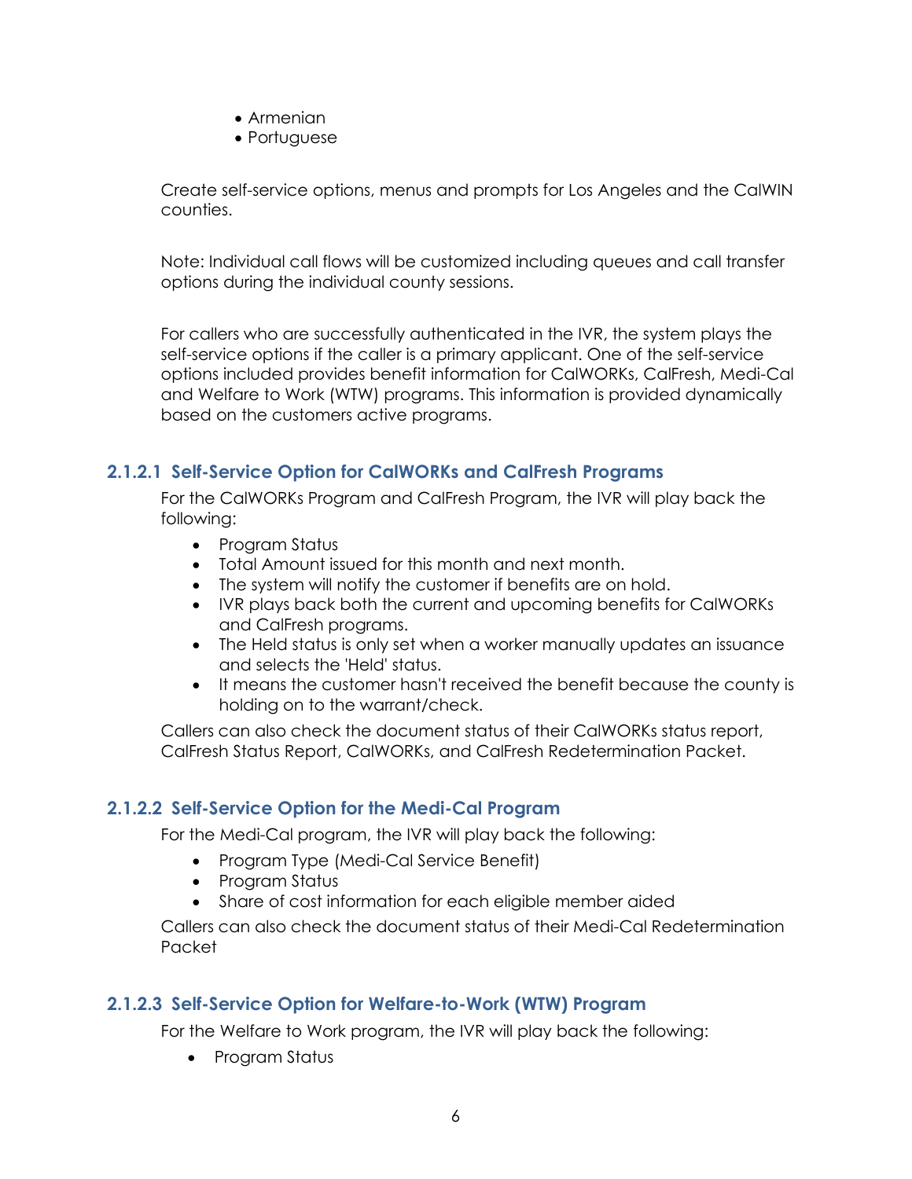- Armenian
- Portuguese

Create self-service options, menus and prompts for Los Angeles and the CalWIN counties.

Note: Individual call flows will be customized including queues and call transfer options during the individual county sessions.

For callers who are successfully authenticated in the IVR, the system plays the self-service options if the caller is a primary applicant. One of the self-service options included provides benefit information for CalWORKs, CalFresh, Medi-Cal and Welfare to Work (WTW) programs. This information is provided dynamically based on the customers active programs.

#### 2.1.2.1 Self-Service Option for CalWORKs and CalFresh Programs

For the CalWORKs Program and CalFresh Program, the IVR will play back the following:

- Program Status
- Total Amount issued for this month and next month.
- The system will notify the customer if benefits are on hold.
- IVR plays back both the current and upcoming benefits for CalWORKs and CalFresh programs.
- The Held status is only set when a worker manually updates an issuance and selects the 'Held' status.
- It means the customer hasn't received the benefit because the county is holding on to the warrant/check.

Callers can also check the document status of their CalWORKs status report, CalFresh Status Report, CalWORKs, and CalFresh Redetermination Packet.

#### 2.1.2.2 Self-Service Option for the Medi-Cal Program

For the Medi-Cal program, the IVR will play back the following:

- Program Type (Medi-Cal Service Benefit)
- Program Status
- Share of cost information for each eligible member aided

Callers can also check the document status of their Medi-Cal Redetermination Packet

#### 2.1.2.3 Self-Service Option for Welfare-to-Work (WTW) Program

For the Welfare to Work program, the IVR will play back the following:

- Program Status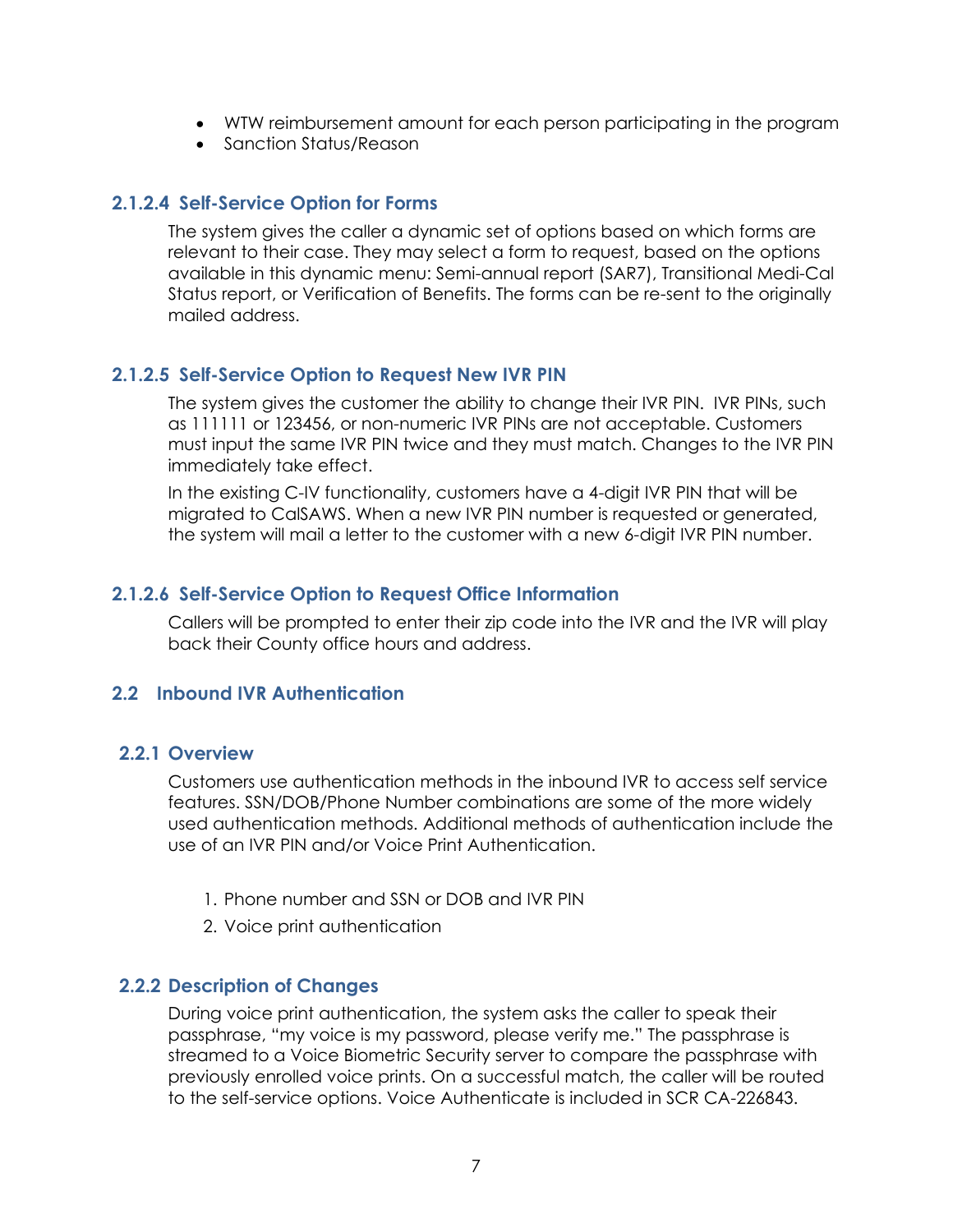- WTW reimbursement amount for each person participating in the program
- Sanction Status/Reason

#### 2.1.2.4 Self-Service Option for Forms

The system gives the caller a dynamic set of options based on which forms are relevant to their case. They may select a form to request, based on the options available in this dynamic menu: Semi-annual report (SAR7), Transitional Medi-Cal Status report, or Verification of Benefits. The forms can be re-sent to the originally mailed address.

#### 2.1.2.5 Self-Service Option to Request New IVR PIN

The system gives the customer the ability to change their IVR PIN. IVR PINs, such as 111111 or 123456, or non-numeric IVR PINs are not acceptable. Customers must input the same IVR PIN twice and they must match. Changes to the IVR PIN immediately take effect.

In the existing C-IV functionality, customers have a 4-digit IVR PIN that will be migrated to CalSAWS. When a new IVR PIN number is requested or generated, the system will mail a letter to the customer with a new 6-digit IVR PIN number.

#### 2.1.2.6 Self-Service Option to Request Office Information

Callers will be prompted to enter their zip code into the IVR and the IVR will play back their County office hours and address.

## 2.2 Inbound IVR Authentication

### 2.2.1 Overview

Customers use authentication methods in the inbound IVR to access self service features. SSN/DOB/Phone Number combinations are some of the more widely used authentication methods. Additional methods of authentication include the use of an IVR PIN and/or Voice Print Authentication.

1. Phone number and SSN or DOB and IVR PIN
2. Voice print authentication

### 2.2.2 Description of Changes

During voice print authentication, the system asks the caller to speak their passphrase, "my voice is my password, please verify me." The passphrase is streamed to a Voice Biometric Security server to compare the passphrase with previously enrolled voice prints. On a successful match, the caller will be routed to the self-service options. Voice Authenticate is included in SCR CA-226843.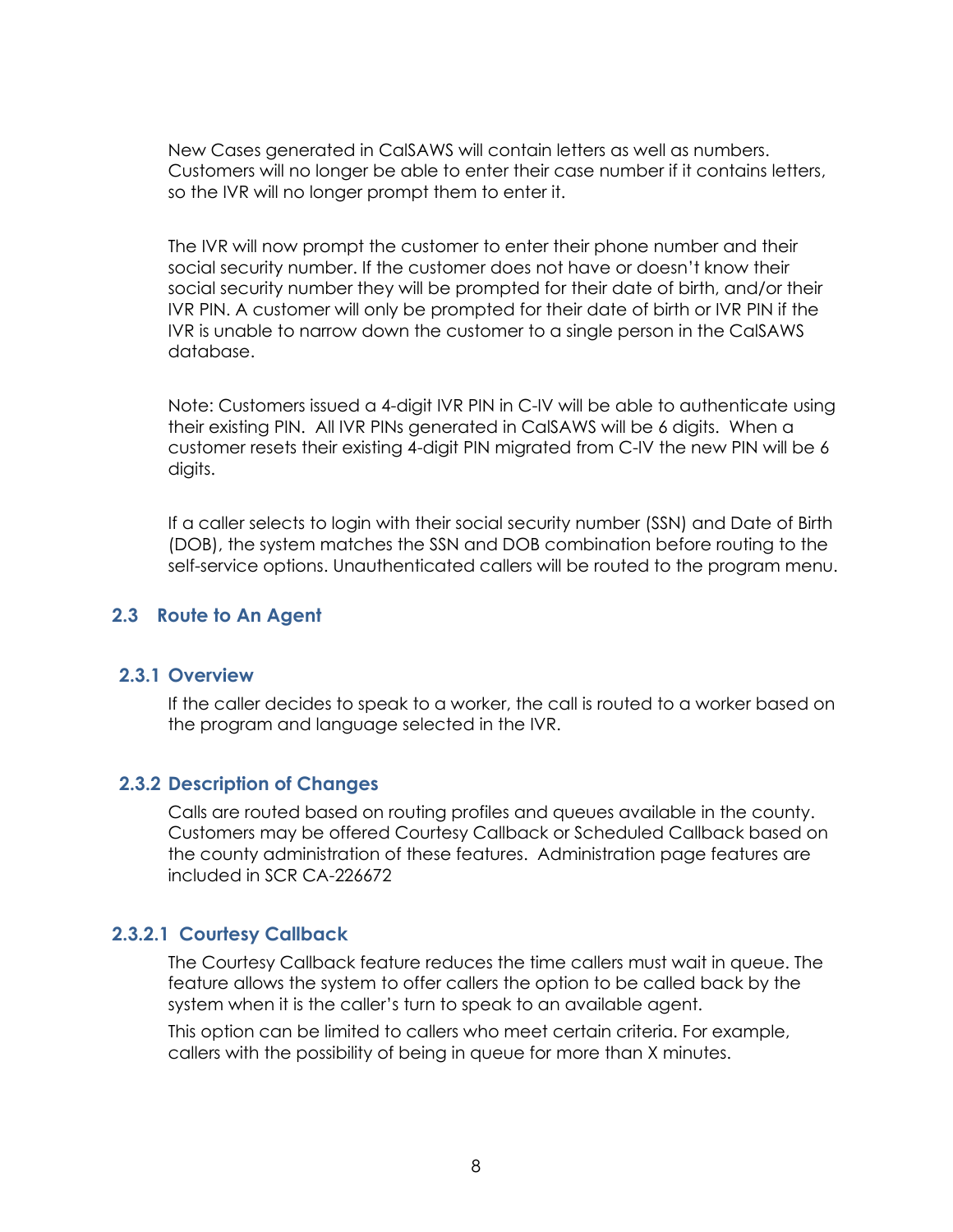New Cases generated in CalSAWS will contain letters as well as numbers. Customers will no longer be able to enter their case number if it contains letters, so the IVR will no longer prompt them to enter it.

The IVR will now prompt the customer to enter their phone number and their social security number. If the customer does not have or doesn't know their social security number they will be prompted for their date of birth, and/or their IVR PIN. A customer will only be prompted for their date of birth or IVR PIN if the IVR is unable to narrow down the customer to a single person in the CalSAWS database.

Note: Customers issued a 4-digit IVR PIN in C-IV will be able to authenticate using their existing PIN. All IVR PINs generated in CalSAWS will be 6 digits. When a customer resets their existing 4-digit PIN migrated from C-IV the new PIN will be 6 digits.

If a caller selects to login with their social security number (SSN) and Date of Birth (DOB), the system matches the SSN and DOB combination before routing to the self-service options. Unauthenticated callers will be routed to the program menu.

## 2.3 Route to An Agent

### 2.3.1 Overview

If the caller decides to speak to a worker, the call is routed to a worker based on the program and language selected in the IVR.

### 2.3.2 Description of Changes

Calls are routed based on routing profiles and queues available in the county. Customers may be offered Courtesy Callback or Scheduled Callback based on the county administration of these features. Administration page features are included in SCR CA-226672

#### 2.3.2.1 Courtesy Callback

The Courtesy Callback feature reduces the time callers must wait in queue. The feature allows the system to offer callers the option to be called back by the system when it is the caller's turn to speak to an available agent.

This option can be limited to callers who meet certain criteria. For example, callers with the possibility of being in queue for more than X minutes.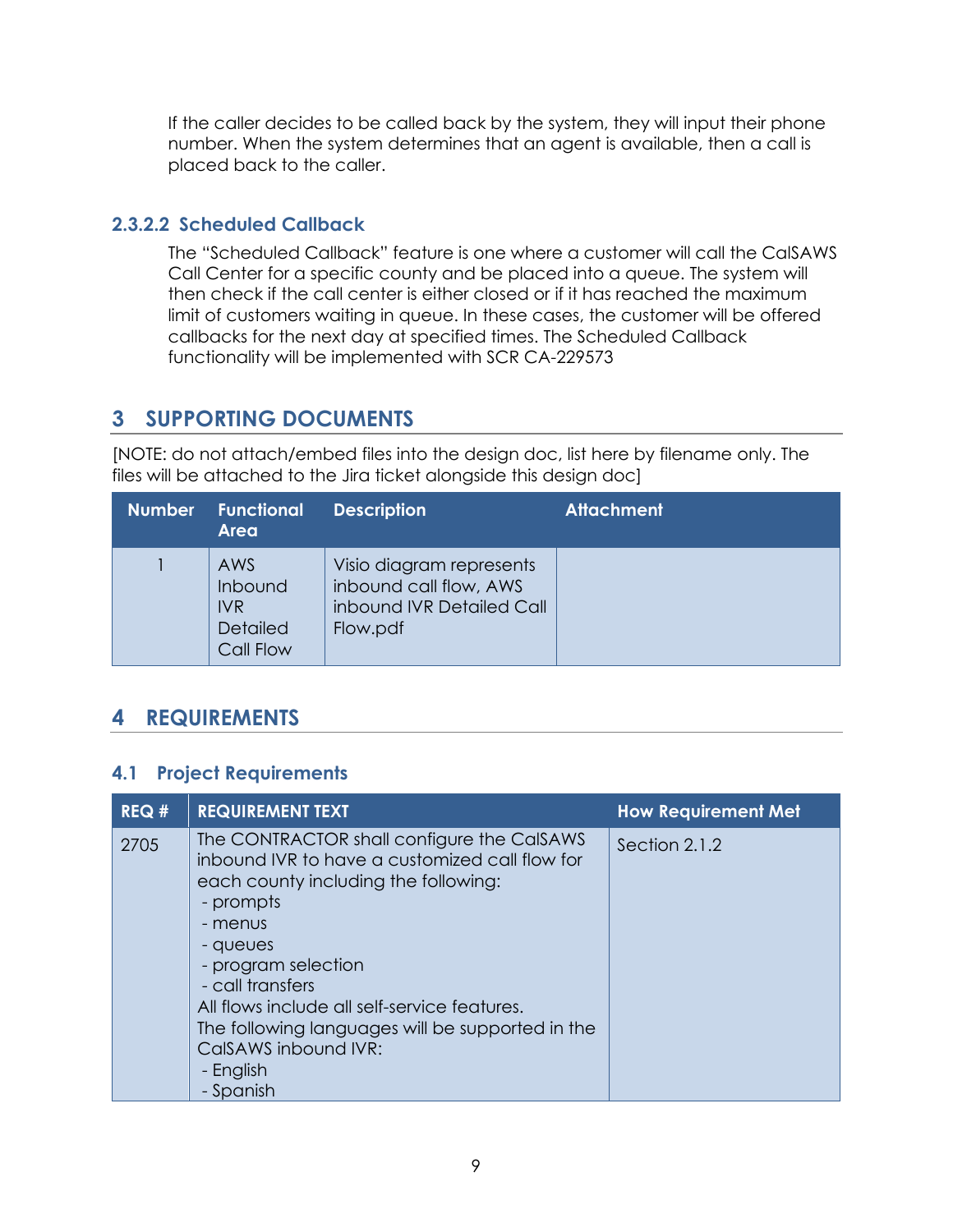If the caller decides to be called back by the system, they will input their phone number. When the system determines that an agent is available, then a call is placed back to the caller.

#### 2.3.2.2 Scheduled Callback

The "Scheduled Callback" feature is one where a customer will call the CalSAWS Call Center for a specific county and be placed into a queue. The system will then check if the call center is either closed or if it has reached the maximum limit of customers waiting in queue. In these cases, the customer will be offered callbacks for the next day at specified times. The Scheduled Callback functionality will be implemented with SCR CA-229573

# 3 SUPPORTING DOCUMENTS

[NOTE: do not attach/embed files into the design doc, list here by filename only. The files will be attached to the Jira ticket alongside this design doc]

| Number | Functional Area | Description | Attachment |
|---|---|---|---|
| 1 | AWS Inbound IVR Detailed Call Flow | Visio diagram represents inbound call flow, AWS inbound IVR Detailed Call Flow.pdf | |

# 4 REQUIREMENTS

## 4.1 Project Requirements

| REQ # | REQUIREMENT TEXT | How Requirement Met |
|---|---|---|
| 2705 | The CONTRACTOR shall configure the CalSAWS inbound IVR to have a customized call flow for each county including the following:<br>- prompts<br>- menus<br>- queues<br>- program selection<br>- call transfers<br>All flows include all self-service features.<br>The following languages will be supported in the CalSAWS inbound IVR:<br>- English<br>- Spanish | Section 2.1.2 |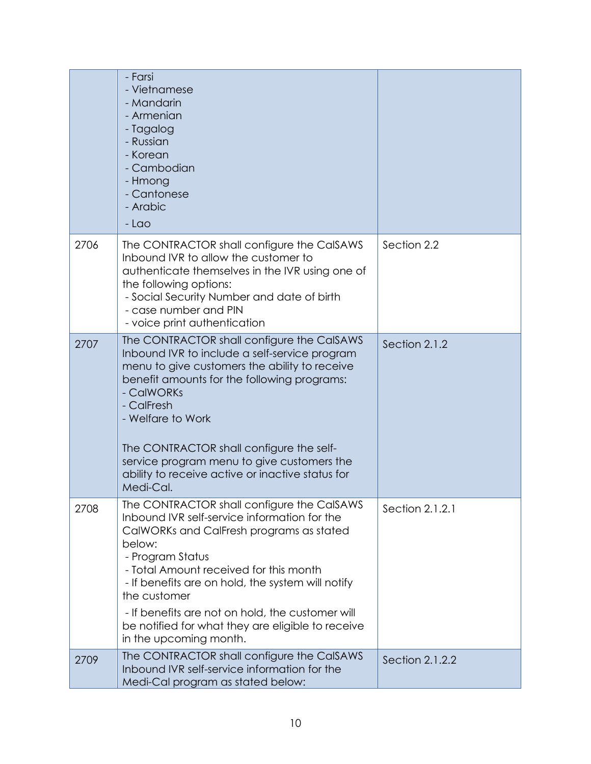| | | |
|---|---|---|
| | - Farsi<br>- Vietnamese<br>- Mandarin<br>- Armenian<br>- Tagalog<br>- Russian<br>- Korean<br>- Cambodian<br>- Hmong<br>- Cantonese<br>- Arabic<br>- Lao | |
| 2706 | The CONTRACTOR shall configure the CalSAWS Inbound IVR to allow the customer to authenticate themselves in the IVR using one of the following options:<br>- Social Security Number and date of birth<br>- case number and PIN<br>- voice print authentication | Section 2.2 |
| 2707 | The CONTRACTOR shall configure the CalSAWS Inbound IVR to include a self-service program menu to give customers the ability to receive benefit amounts for the following programs:<br>- CalWORKs<br>- CalFresh<br>- Welfare to Work<br><br>The CONTRACTOR shall configure the self-service program menu to give customers the ability to receive active or inactive status for Medi-Cal. | Section 2.1.2 |
| 2708 | The CONTRACTOR shall configure the CalSAWS Inbound IVR self-service information for the CalWORKs and CalFresh programs as stated below:<br>- Program Status<br>- Total Amount received for this month<br>- If benefits are on hold, the system will notify the customer<br>- If benefits are not on hold, the customer will be notified for what they are eligible to receive in the upcoming month. | Section 2.1.2.1 |
| 2709 | The CONTRACTOR shall configure the CalSAWS Inbound IVR self-service information for the Medi-Cal program as stated below: | Section 2.1.2.2 |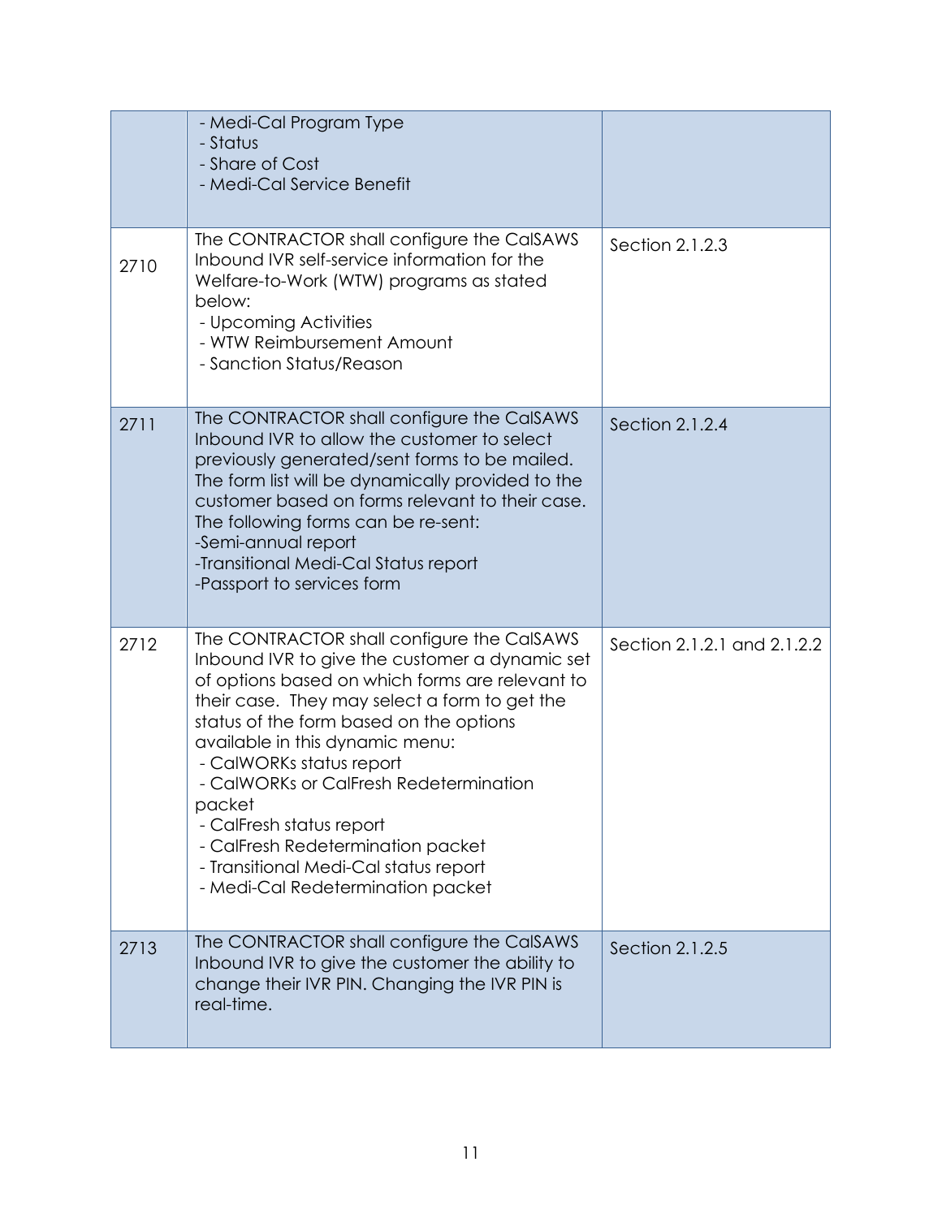| | | |
|---|---|---|
| | - Medi-Cal Program Type<br>- Status<br>- Share of Cost<br>- Medi-Cal Service Benefit | |
| 2710 | The CONTRACTOR shall configure the CalSAWS Inbound IVR self-service information for the Welfare-to-Work (WTW) programs as stated below:<br>- Upcoming Activities<br>- WTW Reimbursement Amount<br>- Sanction Status/Reason | Section 2.1.2.3 |
| 2711 | The CONTRACTOR shall configure the CalSAWS Inbound IVR to allow the customer to select previously generated/sent forms to be mailed. The form list will be dynamically provided to the customer based on forms relevant to their case. The following forms can be re-sent:<br>-Semi-annual report<br>-Transitional Medi-Cal Status report<br>-Passport to services form | Section 2.1.2.4 |
| 2712 | The CONTRACTOR shall configure the CalSAWS Inbound IVR to give the customer a dynamic set of options based on which forms are relevant to their case. They may select a form to get the status of the form based on the options available in this dynamic menu:<br>- CalWORKs status report<br>- CalWORKs or CalFresh Redetermination packet<br>- CalFresh status report<br>- CalFresh Redetermination packet<br>- Transitional Medi-Cal status report<br>- Medi-Cal Redetermination packet | Section 2.1.2.1 and 2.1.2.2 |
| 2713 | The CONTRACTOR shall configure the CalSAWS Inbound IVR to give the customer the ability to change their IVR PIN. Changing the IVR PIN is real-time. | Section 2.1.2.5 |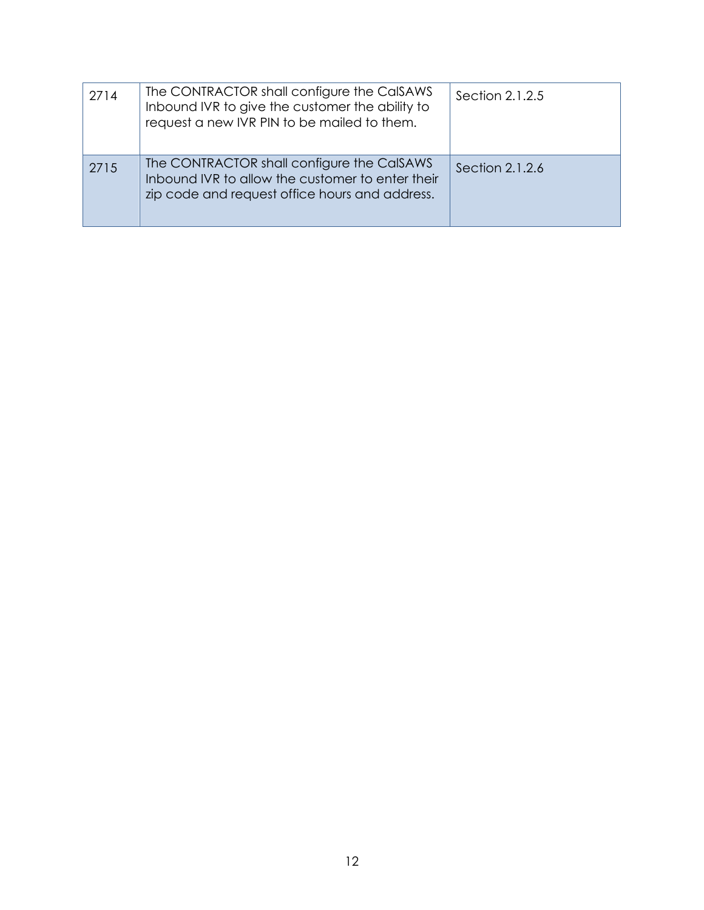| | | |
|---|---|---|
| 2714 | The CONTRACTOR shall configure the CalSAWS Inbound IVR to give the customer the ability to request a new IVR PIN to be mailed to them. | Section 2.1.2.5 |
| 2715 | The CONTRACTOR shall configure the CalSAWS Inbound IVR to allow the customer to enter their zip code and request office hours and address. | Section 2.1.2.6 |